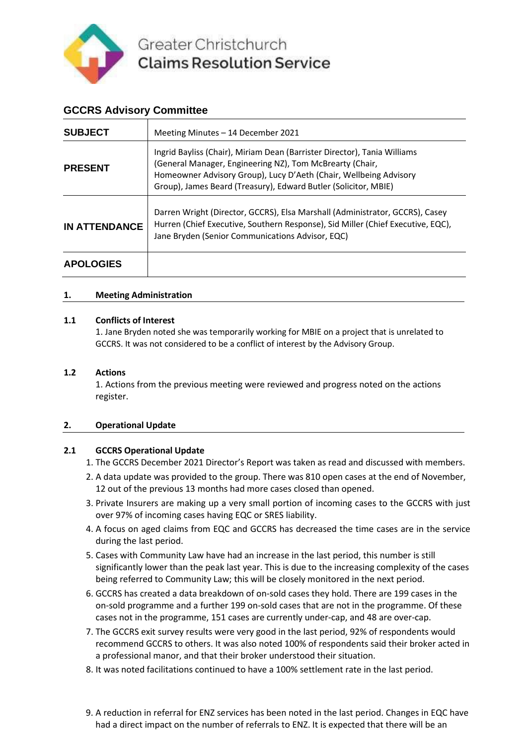Greater Christchurch
Claims Resolution Service

## GCCRS Advisory Committee

| | |
|---|---|
| **SUBJECT** | Meeting Minutes – 14 December 2021 |
| **PRESENT** | Ingrid Bayliss (Chair), Miriam Dean (Barrister Director), Tania Williams (General Manager, Engineering NZ), Tom McBrearty (Chair, Homeowner Advisory Group), Lucy D'Aeth (Chair, Wellbeing Advisory Group), James Beard (Treasury), Edward Butler (Solicitor, MBIE) |
| **IN ATTENDANCE** | Darren Wright (Director, GCCRS), Elsa Marshall (Administrator, GCCRS), Casey Hurren (Chief Executive, Southern Response), Sid Miller (Chief Executive, EQC), Jane Bryden (Senior Communications Advisor, EQC) |
| **APOLOGIES** | |

### 1. Meeting Administration

**1.1 Conflicts of Interest**

1. Jane Bryden noted she was temporarily working for MBIE on a project that is unrelated to GCCRS. It was not considered to be a conflict of interest by the Advisory Group.

**1.2 Actions**

1. Actions from the previous meeting were reviewed and progress noted on the actions register.

### 2. Operational Update

**2.1 GCCRS Operational Update**

1. The GCCRS December 2021 Director's Report was taken as read and discussed with members.
2. A data update was provided to the group. There was 810 open cases at the end of November, 12 out of the previous 13 months had more cases closed than opened.
3. Private Insurers are making up a very small portion of incoming cases to the GCCRS with just over 97% of incoming cases having EQC or SRES liability.
4. A focus on aged claims from EQC and GCCRS has decreased the time cases are in the service during the last period.
5. Cases with Community Law have had an increase in the last period, this number is still significantly lower than the peak last year. This is due to the increasing complexity of the cases being referred to Community Law; this will be closely monitored in the next period.
6. GCCRS has created a data breakdown of on-sold cases they hold. There are 199 cases in the on-sold programme and a further 199 on-sold cases that are not in the programme. Of these cases not in the programme, 151 cases are currently under-cap, and 48 are over-cap.
7. The GCCRS exit survey results were very good in the last period, 92% of respondents would recommend GCCRS to others. It was also noted 100% of respondents said their broker acted in a professional manor, and that their broker understood their situation.
8. It was noted facilitations continued to have a 100% settlement rate in the last period.
9. A reduction in referral for ENZ services has been noted in the last period. Changes in EQC have had a direct impact on the number of referrals to ENZ. It is expected that there will be an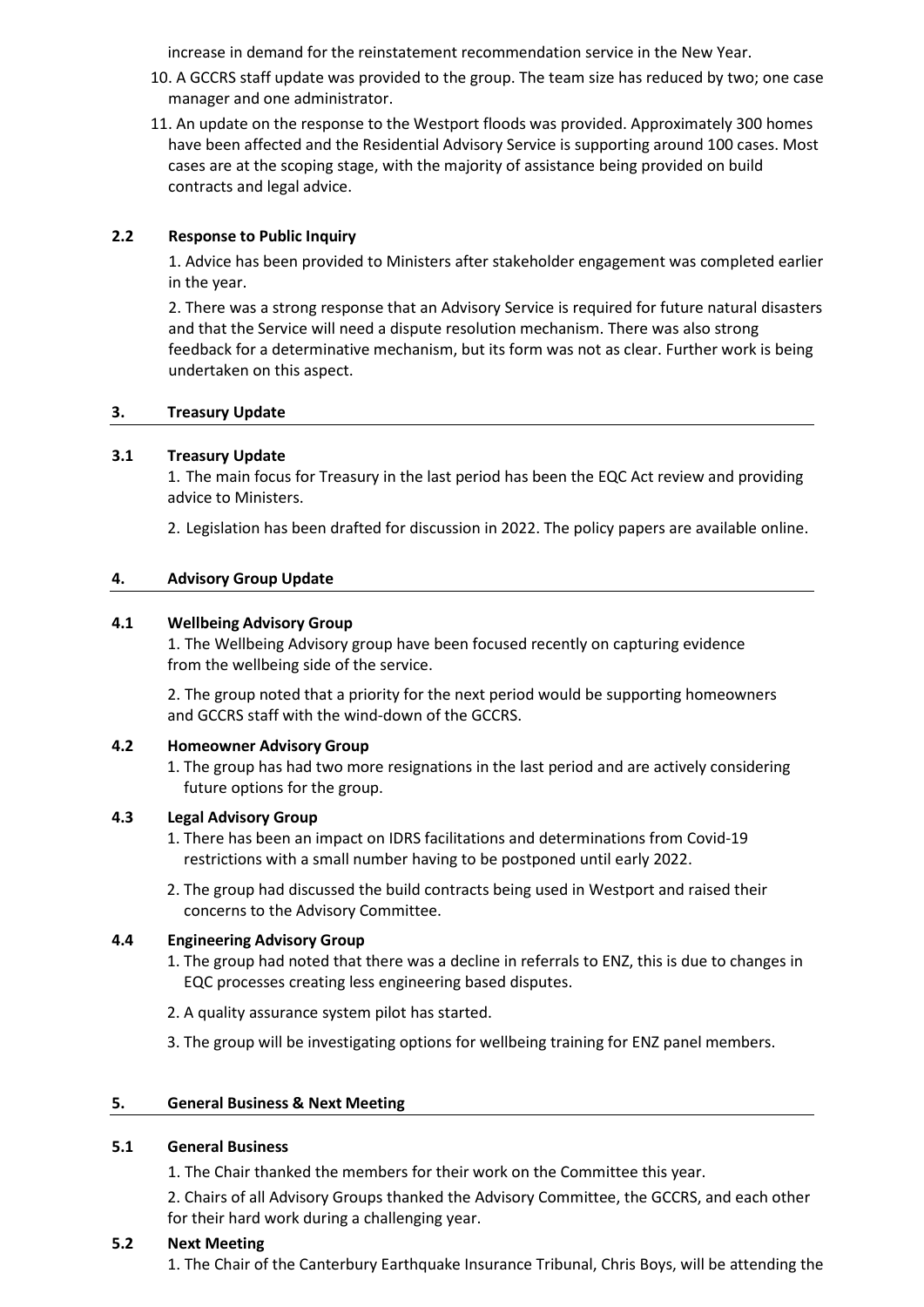increase in demand for the reinstatement recommendation service in the New Year.

10. A GCCRS staff update was provided to the group. The team size has reduced by two; one case manager and one administrator.
11. An update on the response to the Westport floods was provided. Approximately 300 homes have been affected and the Residential Advisory Service is supporting around 100 cases. Most cases are at the scoping stage, with the majority of assistance being provided on build contracts and legal advice.

### 2.2 Response to Public Inquiry

1. Advice has been provided to Ministers after stakeholder engagement was completed earlier in the year.
2. There was a strong response that an Advisory Service is required for future natural disasters and that the Service will need a dispute resolution mechanism. There was also strong feedback for a determinative mechanism, but its form was not as clear. Further work is being undertaken on this aspect.

## 3. Treasury Update

### 3.1 Treasury Update

1. The main focus for Treasury in the last period has been the EQC Act review and providing advice to Ministers.
2. Legislation has been drafted for discussion in 2022. The policy papers are available online.

## 4. Advisory Group Update

### 4.1 Wellbeing Advisory Group

1. The Wellbeing Advisory group have been focused recently on capturing evidence from the wellbeing side of the service.
2. The group noted that a priority for the next period would be supporting homeowners and GCCRS staff with the wind-down of the GCCRS.

### 4.2 Homeowner Advisory Group

1. The group has had two more resignations in the last period and are actively considering future options for the group.

### 4.3 Legal Advisory Group

1. There has been an impact on IDRS facilitations and determinations from Covid-19 restrictions with a small number having to be postponed until early 2022.
2. The group had discussed the build contracts being used in Westport and raised their concerns to the Advisory Committee.

### 4.4 Engineering Advisory Group

1. The group had noted that there was a decline in referrals to ENZ, this is due to changes in EQC processes creating less engineering based disputes.
2. A quality assurance system pilot has started.
3. The group will be investigating options for wellbeing training for ENZ panel members.

## 5. General Business & Next Meeting

### 5.1 General Business

1. The Chair thanked the members for their work on the Committee this year.
2. Chairs of all Advisory Groups thanked the Advisory Committee, the GCCRS, and each other for their hard work during a challenging year.

### 5.2 Next Meeting

1. The Chair of the Canterbury Earthquake Insurance Tribunal, Chris Boys, will be attending the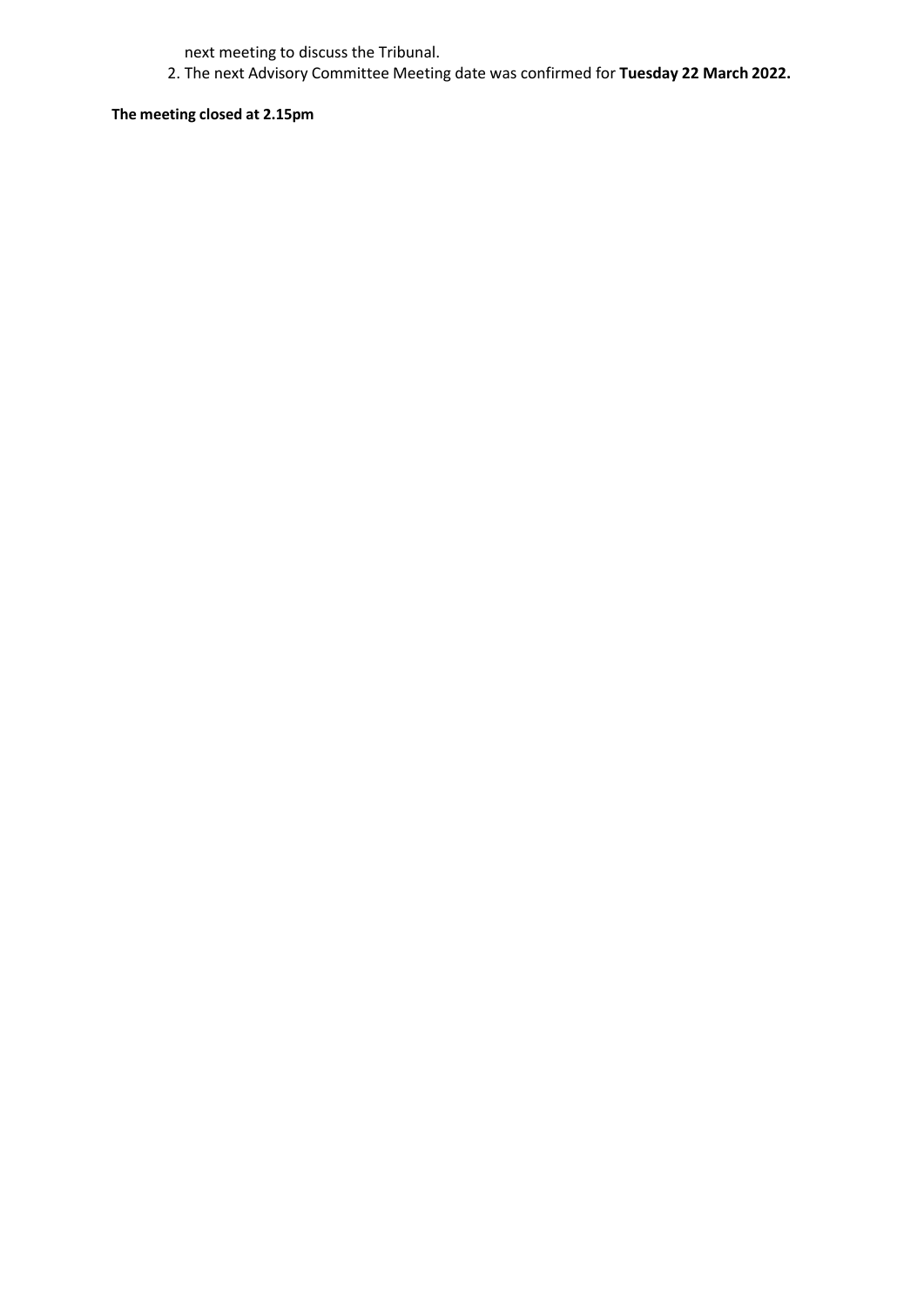next meeting to discuss the Tribunal.

2. The next Advisory Committee Meeting date was confirmed for **Tuesday 22 March 2022.**

**The meeting closed at 2.15pm**